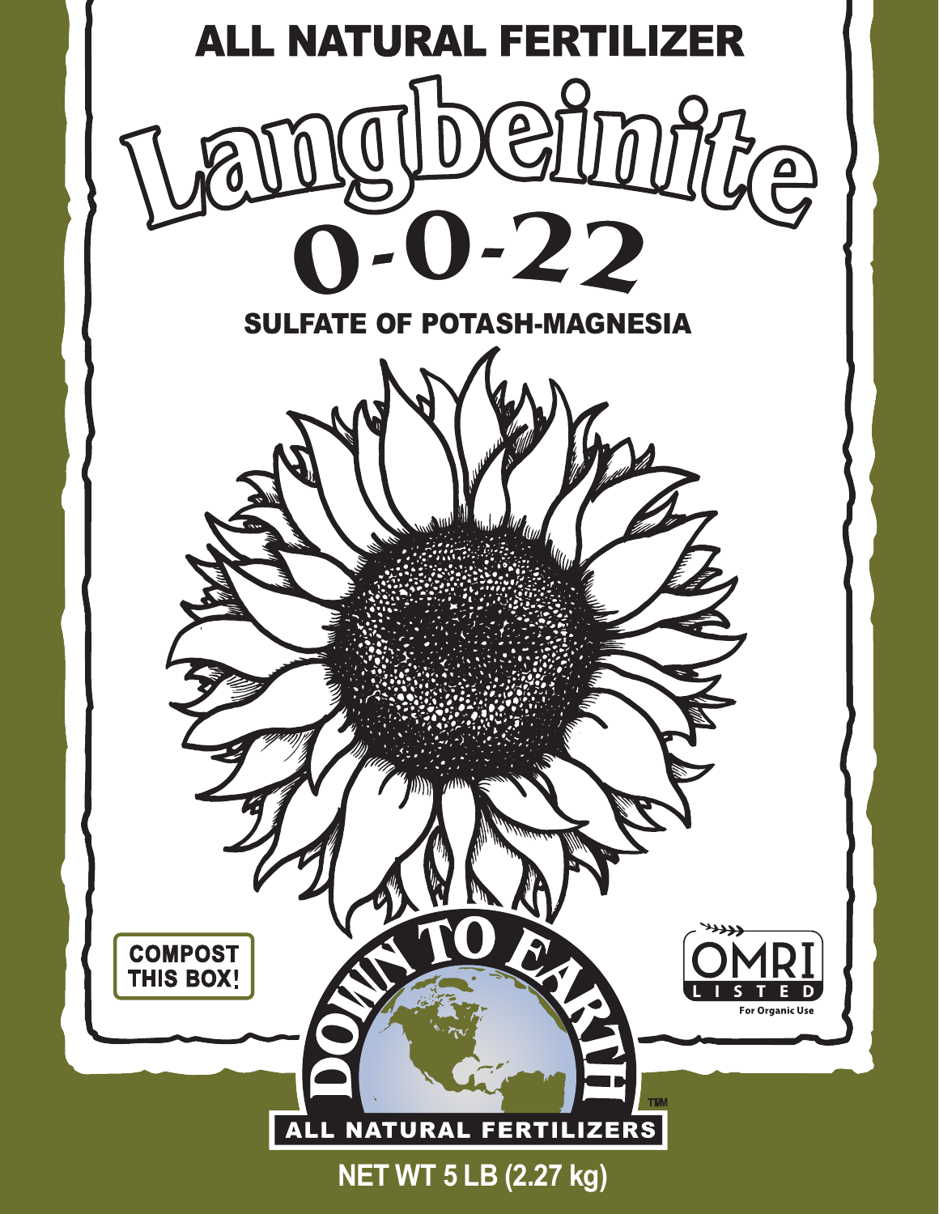ALL NATURAL FERTILIZER

# Langbeinite

## 0-0-22

SULFATE OF POTASH-MAGNESIA

COMPOST THIS BOX!

OMRI LISTED
For Organic Use

DOWN TO EARTH™

ALL NATURAL FERTILIZERS

NET WT 5 LB (2.27 kg)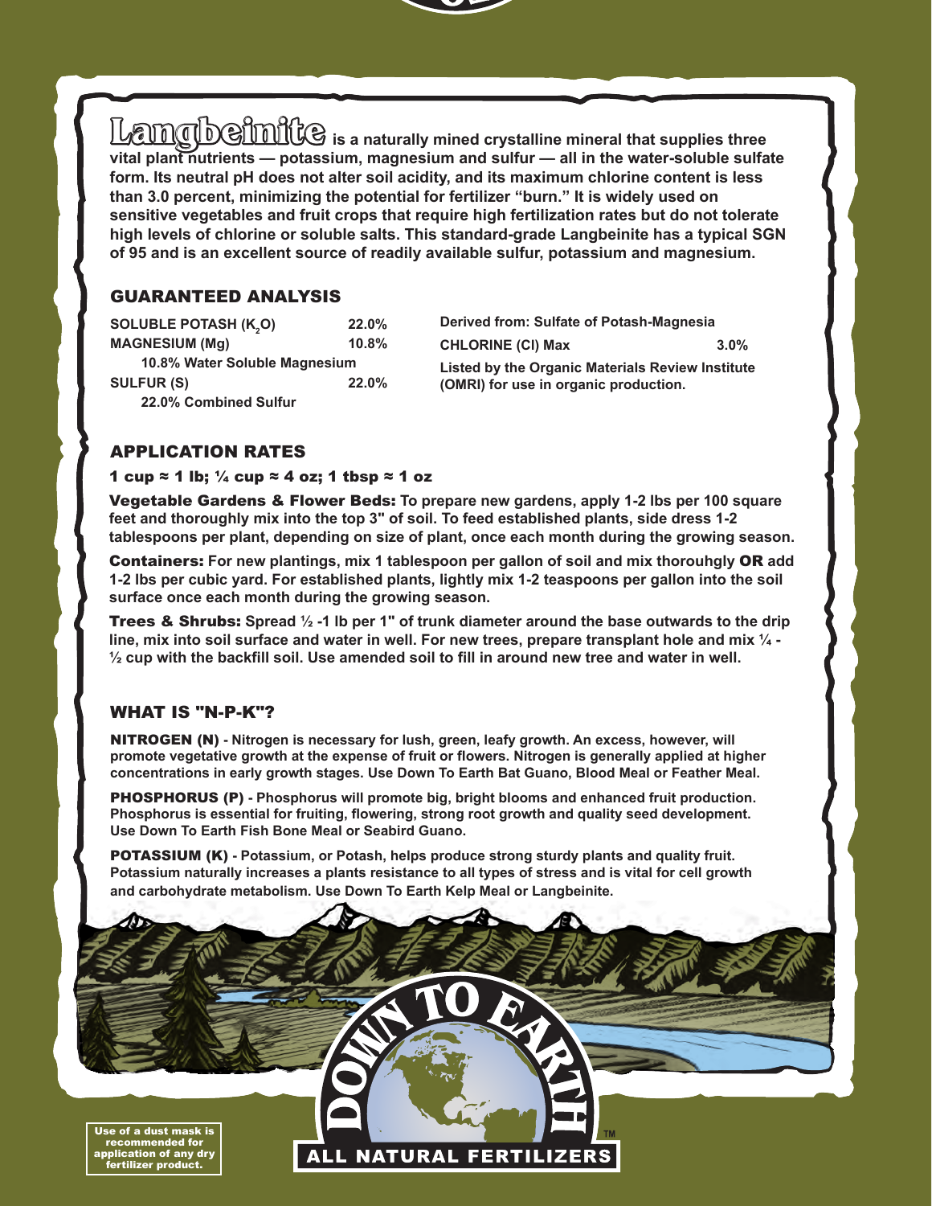**Langbeinite** is a naturally mined crystalline mineral that supplies three vital plant nutrients — potassium, magnesium and sulfur — all in the water-soluble sulfate form. Its neutral pH does not alter soil acidity, and its maximum chlorine content is less than 3.0 percent, minimizing the potential for fertilizer "burn." It is widely used on sensitive vegetables and fruit crops that require high fertilization rates but do not tolerate high levels of chlorine or soluble salts. This standard-grade Langbeinite has a typical SGN of 95 and is an excellent source of readily available sulfur, potassium and magnesium.

## GUARANTEED ANALYSIS

| | |
|---|---|
| SOLUBLE POTASH ($K_2O$) | 22.0% |
| MAGNESIUM (Mg) | 10.8% |
| 10.8% Water Soluble Magnesium | |
| SULFUR (S) | 22.0% |
| 22.0% Combined Sulfur | |

Derived from: Sulfate of Potash-Magnesia

| | |
|---|---|
| CHLORINE (Cl) Max | 3.0% |

Listed by the Organic Materials Review Institute (OMRI) for use in organic production.

## APPLICATION RATES

**1 cup ≈ 1 lb; ¼ cup ≈ 4 oz; 1 tbsp ≈ 1 oz**

**Vegetable Gardens & Flower Beds:** To prepare new gardens, apply 1-2 lbs per 100 square feet and thoroughly mix into the top 3" of soil. To feed established plants, side dress 1-2 tablespoons per plant, depending on size of plant, once each month during the growing season.

**Containers:** For new plantings, mix 1 tablespoon per gallon of soil and mix thorouhgly **OR** add 1-2 lbs per cubic yard. For established plants, lightly mix 1-2 teaspoons per gallon into the soil surface once each month during the growing season.

**Trees & Shrubs:** Spread ½ -1 lb per 1" of trunk diameter around the base outwards to the drip line, mix into soil surface and water in well. For new trees, prepare transplant hole and mix ¼ - ½ cup with the backfill soil. Use amended soil to fill in around new tree and water in well.

## WHAT IS "N-P-K"?

**NITROGEN (N)** - Nitrogen is necessary for lush, green, leafy growth. An excess, however, will promote vegetative growth at the expense of fruit or flowers. Nitrogen is generally applied at higher concentrations in early growth stages. Use Down To Earth Bat Guano, Blood Meal or Feather Meal.

**PHOSPHORUS (P)** - Phosphorus will promote big, bright blooms and enhanced fruit production. Phosphorus is essential for fruiting, flowering, strong root growth and quality seed development. Use Down To Earth Fish Bone Meal or Seabird Guano.

**POTASSIUM (K)** - Potassium, or Potash, helps produce strong sturdy plants and quality fruit. Potassium naturally increases a plants resistance to all types of stress and is vital for cell growth and carbohydrate metabolism. Use Down To Earth Kelp Meal or Langbeinite.

Use of a dust mask is recommended for application of any dry fertilizer product.

DOWN TO EARTH™

ALL NATURAL FERTILIZERS